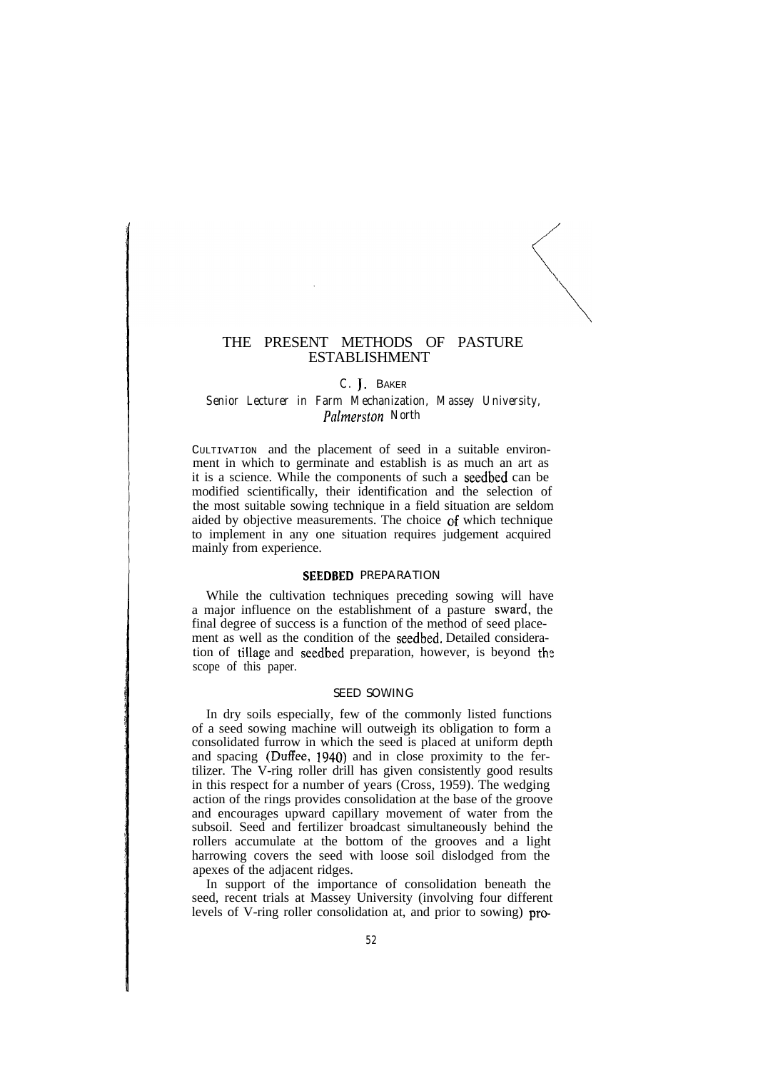# THE PRESENT METHODS OF PASTURE ESTABLISHMENT

C. J. BAKER

*Senior Lecturer in Farm Mechanization, Massey University, Palmerston North*

CULTIVATION and the placement of seed in a suitable environment in which to germinate and establish is as much an art as it is a science. While the components of such a seedbed can be modified scientifically, their identification and the selection of the most suitable sowing technique in a field situation are seldom aided by objective measurements. The choice of which technique to implement in any one situation requires judgement acquired mainly from experience.

## SEEDBED PREPARATION

While the cultivation techniques preceding sowing will have a major influence on the establishment of a pasture sward, the final degree of success is a function of the method of seed placement as well as the condition of the seedbed. Detailed consideration of tillage and seedbed preparation, however, is beyond the scope of this paper.

## SEED SOWING

In dry soils especially, few of the commonly listed functions of a seed sowing machine will outweigh its obligation to form a consolidated furrow in which the seed is placed at uniform depth and spacing (Duffee, 1940) and in close proximity to the fertilizer. The V-ring roller drill has given consistently good results in this respect for a number of years (Cross, 1959). The wedging action of the rings provides consolidation at the base of the groove and encourages upward capillary movement of water from the subsoil. Seed and fertilizer broadcast simultaneously behind the rollers accumulate at the bottom of the grooves and a light harrowing covers the seed with loose soil dislodged from the apexes of the adjacent ridges.

In support of the importance of consolidation beneath the seed, recent trials at Massey University (involving four different levels of V-ring roller consolidation at, and prior to sowing) pro-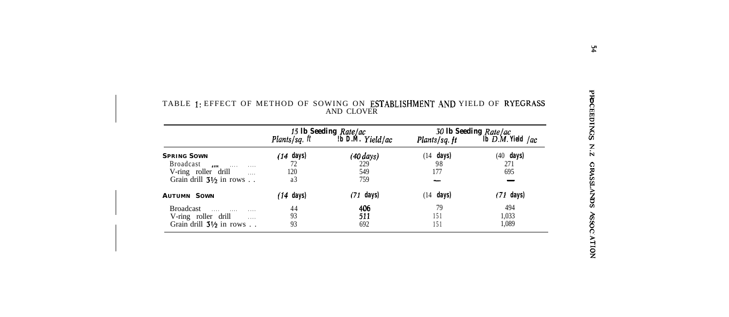TABLE 1: EFFECT OF METHOD OF SOWING ON ESTABLISHMENT AND YIELD OF RYEGRASS AND CLOVER

| | 15 lb Seeding Rate/ac | | 30 lb Seeding Rate/ac | |
|---|---|---|---|---|
| | Plants/sq. ft | lb D.M. Yield/ac | Plants/sq. ft | lb D.M. Yield /ac |
| **SPRING SOWN** | (14 days) | (40 days) | (14 days) | (40 days) |
| Broadcast .... .... .... | 72 | 229 | 98 | 271 |
| V-ring roller drill .... | 120 | 549 | 177 | 695 |
| Grain drill 3½ in rows . . | a3 | 759 | — | — |
| **AUTUMN SOWN** | (14 days) | (71 days) | (14 days) | (71 days) |
| Broadcast .... .... .... | 44 | 406 | 79 | 494 |
| V-ring roller drill .... | 93 | 511 | 151 | 1,033 |
| Grain drill 3½ in rows . . | 93 | 692 | 151 | 1,089 |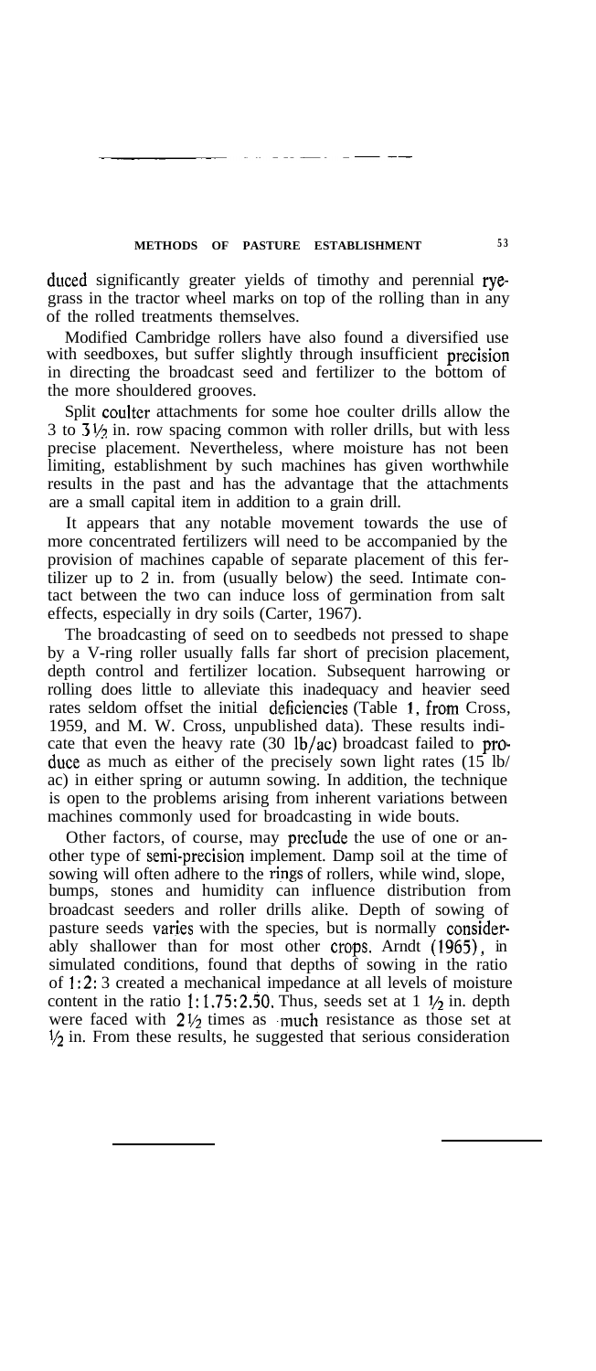duced significantly greater yields of timothy and perennial ryegrass in the tractor wheel marks on top of the rolling than in any of the rolled treatments themselves.

Modified Cambridge rollers have also found a diversified use with seedboxes, but suffer slightly through insufficient precision in directing the broadcast seed and fertilizer to the bottom of the more shouldered grooves.

Split coulter attachments for some hoe coulter drills allow the 3 to 3½ in. row spacing common with roller drills, but with less precise placement. Nevertheless, where moisture has not been limiting, establishment by such machines has given worthwhile results in the past and has the advantage that the attachments are a small capital item in addition to a grain drill.

It appears that any notable movement towards the use of more concentrated fertilizers will need to be accompanied by the provision of machines capable of separate placement of this fertilizer up to 2 in. from (usually below) the seed. Intimate contact between the two can induce loss of germination from salt effects, especially in dry soils (Carter, 1967).

The broadcasting of seed on to seedbeds not pressed to shape by a V-ring roller usually falls far short of precision placement, depth control and fertilizer location. Subsequent harrowing or rolling does little to alleviate this inadequacy and heavier seed rates seldom offset the initial deficiencies (Table 1, from Cross, 1959, and M. W. Cross, unpublished data). These results indicate that even the heavy rate (30 lb/ac) broadcast failed to produce as much as either of the precisely sown light rates (15 lb/ac) in either spring or autumn sowing. In addition, the technique is open to the problems arising from inherent variations between machines commonly used for broadcasting in wide bouts.

Other factors, of course, may preclude the use of one or another type of semi-precision implement. Damp soil at the time of sowing will often adhere to the rings of rollers, while wind, slope, bumps, stones and humidity can influence distribution from broadcast seeders and roller drills alike. Depth of sowing of pasture seeds varies with the species, but is normally considerably shallower than for most other crops. Arndt (1965), in simulated conditions, found that depths of sowing in the ratio of 1:2:3 created a mechanical impedance at all levels of moisture content in the ratio 1:1.75:2.50. Thus, seeds set at 1 ½ in. depth were faced with 2½ times as much resistance as those set at ½ in. From these results, he suggested that serious consideration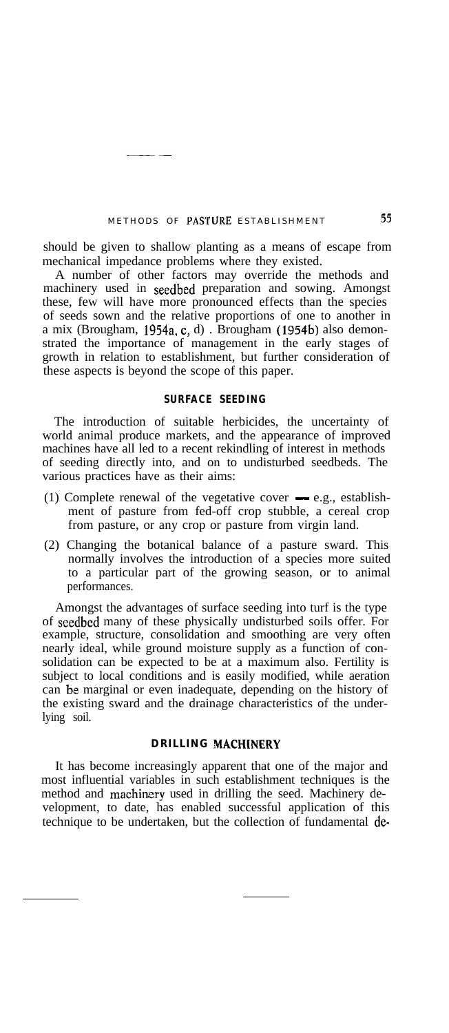should be given to shallow planting as a means of escape from mechanical impedance problems where they existed.

A number of other factors may override the methods and machinery used in seedbed preparation and sowing. Amongst these, few will have more pronounced effects than the species of seeds sown and the relative proportions of one to another in a mix (Brougham, 1954a, c, d). Brougham (1954b) also demonstrated the importance of management in the early stages of growth in relation to establishment, but further consideration of these aspects is beyond the scope of this paper.

## SURFACE SEEDING

The introduction of suitable herbicides, the uncertainty of world animal produce markets, and the appearance of improved machines have all led to a recent rekindling of interest in methods of seeding directly into, and on to undisturbed seedbeds. The various practices have as their aims:

(1) Complete renewal of the vegetative cover — e.g., establishment of pasture from fed-off crop stubble, a cereal crop from pasture, or any crop or pasture from virgin land.

(2) Changing the botanical balance of a pasture sward. This normally involves the introduction of a species more suited to a particular part of the growing season, or to animal performances.

Amongst the advantages of surface seeding into turf is the type of seedbed many of these physically undisturbed soils offer. For example, structure, consolidation and smoothing are very often nearly ideal, while ground moisture supply as a function of consolidation can be expected to be at a maximum also. Fertility is subject to local conditions and is easily modified, while aeration can be marginal or even inadequate, depending on the history of the existing sward and the drainage characteristics of the underlying soil.

## DRILLING MACHINERY

It has become increasingly apparent that one of the major and most influential variables in such establishment techniques is the method and machinery used in drilling the seed. Machinery development, to date, has enabled successful application of this technique to be undertaken, but the collection of fundamental de-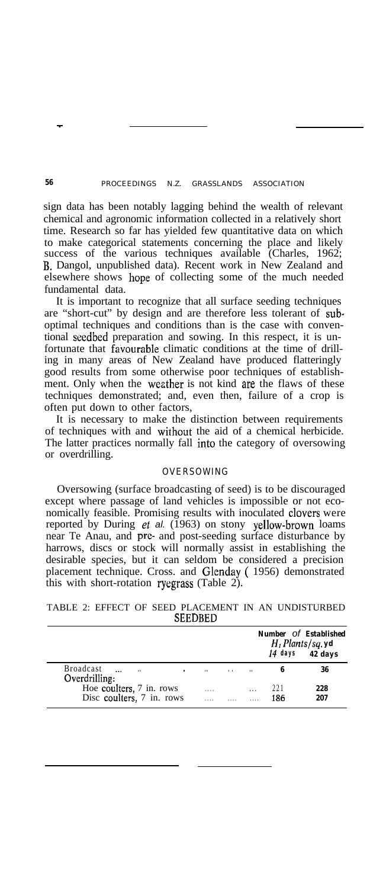sign data has been notably lagging behind the wealth of relevant chemical and agronomic information collected in a relatively short time. Research so far has yielded few quantitative data on which to make categorical statements concerning the place and likely success of the various techniques available (Charles, 1962; B. Dangol, unpublished data). Recent work in New Zealand and elsewhere shows hope of collecting some of the much needed fundamental data.

It is important to recognize that all surface seeding techniques are "short-cut" by design and are therefore less tolerant of sub-optimal techniques and conditions than is the case with conventional seedbed preparation and sowing. In this respect, it is unfortunate that favourable climatic conditions at the time of drilling in many areas of New Zealand have produced flatteringly good results from some otherwise poor techniques of establishment. Only when the weather is not kind are the flaws of these techniques demonstrated; and, even then, failure of a crop is often put down to other factors,

It is necessary to make the distinction between requirements of techniques with and without the aid of a chemical herbicide. The latter practices normally fall into the category of oversowing or overdrilling.

## OVERSOWING

Oversowing (surface broadcasting of seed) is to be discouraged except where passage of land vehicles is impossible or not economically feasible. Promising results with inoculated clovers were reported by During *et al.* (1963) on stony yellow-brown loams near Te Anau, and pre- and post-seeding surface disturbance by harrows, discs or stock will normally assist in establishing the desirable species, but it can seldom be considered a precision placement technique. Cross. and Glenday ( 1956) demonstrated this with short-rotation ryegrass (Table 2).

TABLE 2: EFFECT OF SEED PLACEMENT IN AN UNDISTURBED SEEDBED

| | Number of Established $H_1$ Plants/sq. yd | |
|---|---|---|
| | 14 days | 42 days |
| Broadcast | 6 | 36 |
| Overdrilling: | | |
| Hoe coulters, 7 in. rows | 221 | 228 |
| Disc coulters, 7 in. rows | 186 | 207 |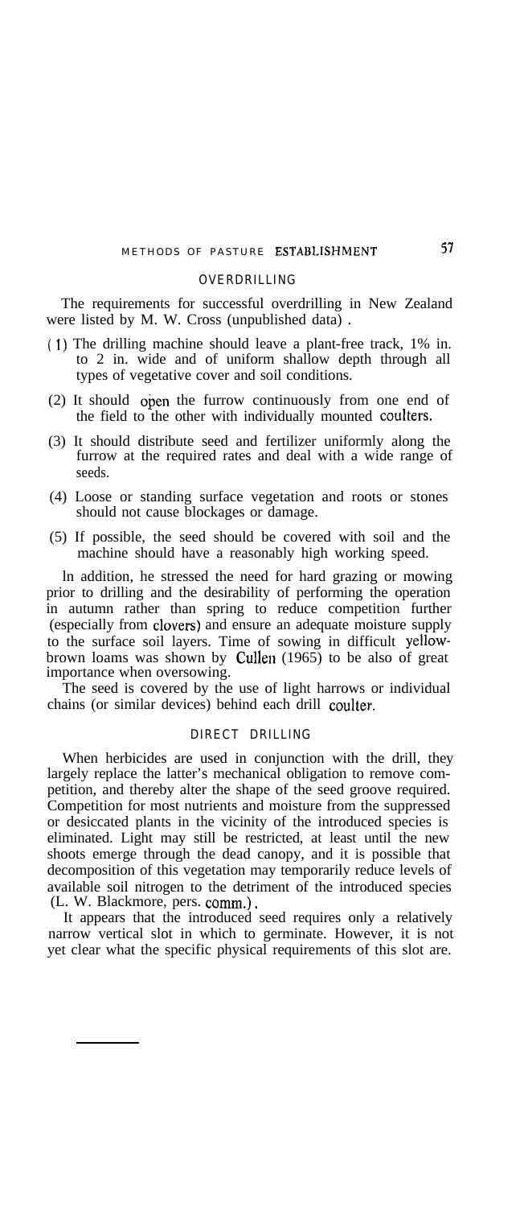## OVERDRILLING

The requirements for successful overdrilling in New Zealand were listed by M. W. Cross (unpublished data) .

(1) The drilling machine should leave a plant-free track, 1% in. to 2 in. wide and of uniform shallow depth through all types of vegetative cover and soil conditions.

(2) It should open the furrow continuously from one end of the field to the other with individually mounted coulters.

(3) It should distribute seed and fertilizer uniformly along the furrow at the required rates and deal with a wide range of seeds.

(4) Loose or standing surface vegetation and roots or stones should not cause blockages or damage.

(5) If possible, the seed should be covered with soil and the machine should have a reasonably high working speed.

In addition, he stressed the need for hard grazing or mowing prior to drilling and the desirability of performing the operation in autumn rather than spring to reduce competition further (especially from clovers) and ensure an adequate moisture supply to the surface soil layers. Time of sowing in difficult yellow-brown loams was shown by Cullen (1965) to be also of great importance when oversowing.

The seed is covered by the use of light harrows or individual chains (or similar devices) behind each drill coulter.

## DIRECT DRILLING

When herbicides are used in conjunction with the drill, they largely replace the latter's mechanical obligation to remove competition, and thereby alter the shape of the seed groove required. Competition for most nutrients and moisture from the suppressed or desiccated plants in the vicinity of the introduced species is eliminated. Light may still be restricted, at least until the new shoots emerge through the dead canopy, and it is possible that decomposition of this vegetation may temporarily reduce levels of available soil nitrogen to the detriment of the introduced species (L. W. Blackmore, pers. comm.).

It appears that the introduced seed requires only a relatively narrow vertical slot in which to germinate. However, it is not yet clear what the specific physical requirements of this slot are.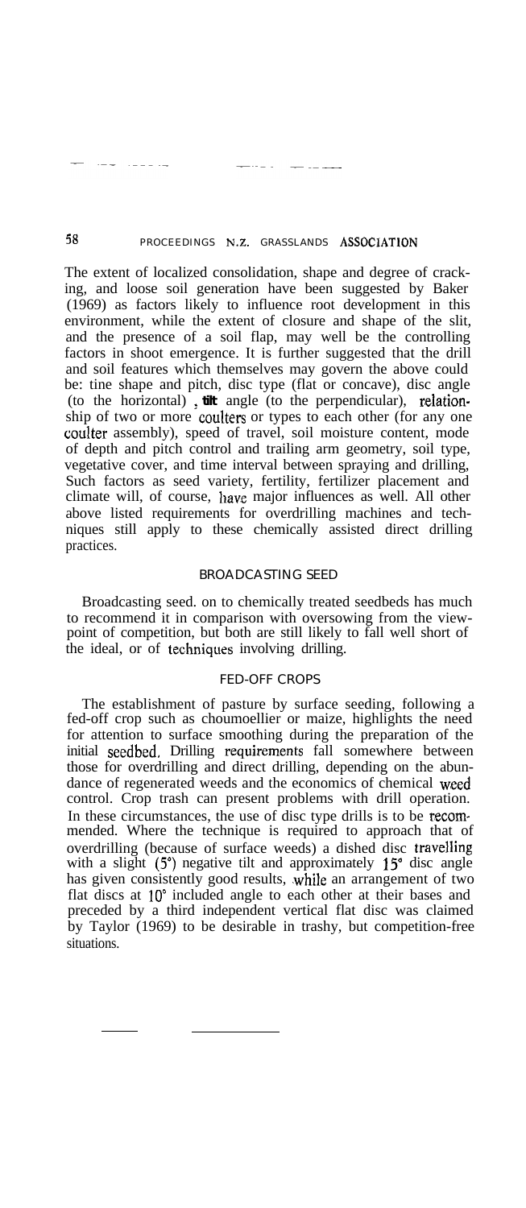The extent of localized consolidation, shape and degree of cracking, and loose soil generation have been suggested by Baker (1969) as factors likely to influence root development in this environment, while the extent of closure and shape of the slit, and the presence of a soil flap, may well be the controlling factors in shoot emergence. It is further suggested that the drill and soil features which themselves may govern the above could be: tine shape and pitch, disc type (flat or concave), disc angle (to the horizontal), tilt angle (to the perpendicular), relationship of two or more coulters or types to each other (for any one coulter assembly), speed of travel, soil moisture content, mode of depth and pitch control and trailing arm geometry, soil type, vegetative cover, and time interval between spraying and drilling, Such factors as seed variety, fertility, fertilizer placement and climate will, of course, have major influences as well. All other above listed requirements for overdrilling machines and techniques still apply to these chemically assisted direct drilling practices.

## BROADCASTING SEED

Broadcasting seed. on to chemically treated seedbeds has much to recommend it in comparison with oversowing from the viewpoint of competition, but both are still likely to fall well short of the ideal, or of techniques involving drilling.

## FED-OFF CROPS

The establishment of pasture by surface seeding, following a fed-off crop such as choumoellier or maize, highlights the need for attention to surface smoothing during the preparation of the initial seedbed, Drilling requirements fall somewhere between those for overdrilling and direct drilling, depending on the abundance of regenerated weeds and the economics of chemical weed control. Crop trash can present problems with drill operation. In these circumstances, the use of disc type drills is to be recommended. Where the technique is required to approach that of overdrilling (because of surface weeds) a dished disc travelling with a slight (5°) negative tilt and approximately 15° disc angle has given consistently good results, while an arrangement of two flat discs at 10° included angle to each other at their bases and preceded by a third independent vertical flat disc was claimed by Taylor (1969) to be desirable in trashy, but competition-free situations.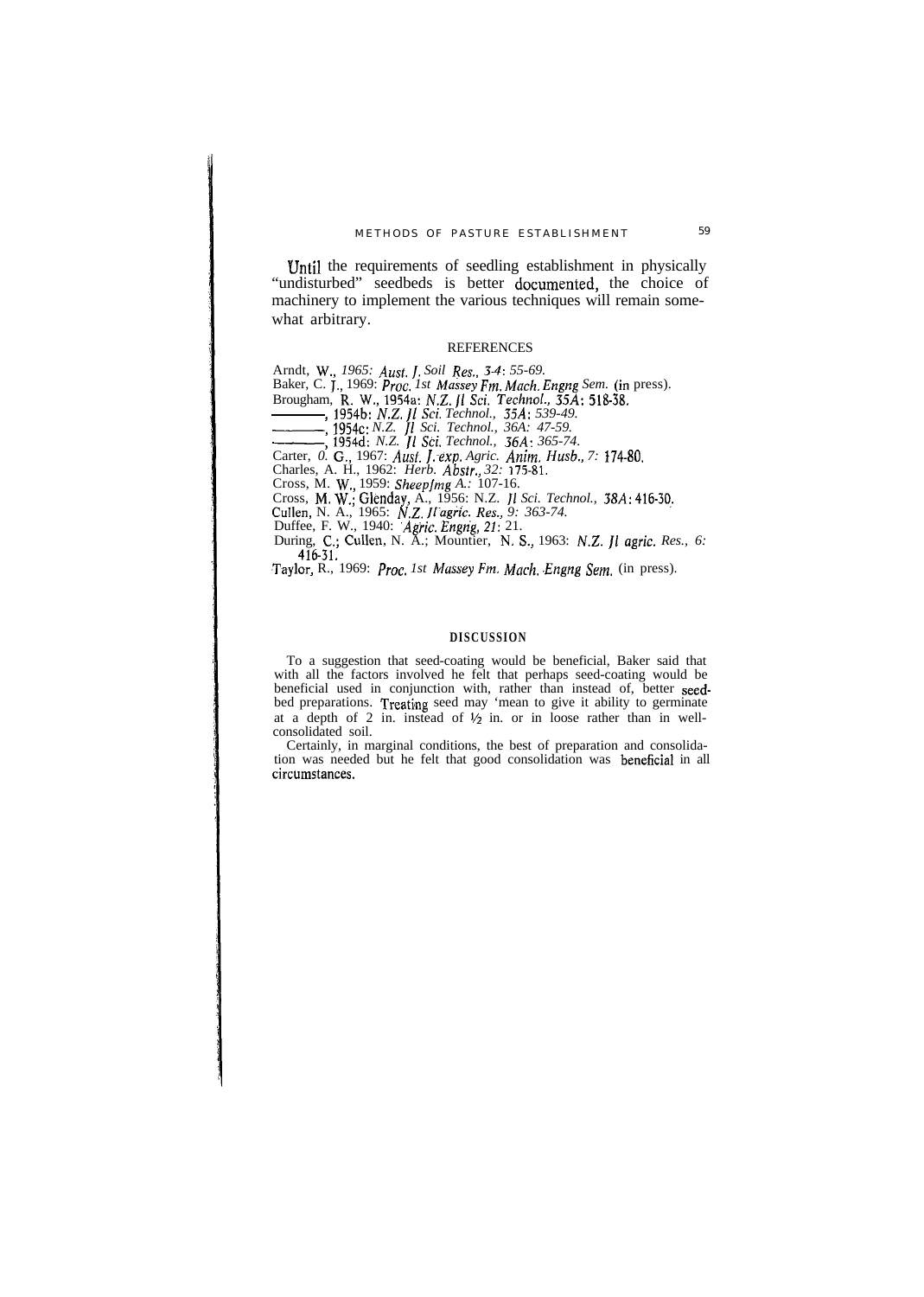Until the requirements of seedling establishment in physically "undisturbed" seedbeds is better documented, the choice of machinery to implement the various techniques will remain somewhat arbitrary.

## REFERENCES

Arndt, W., 1965: *Aust. J. Soil Res., 3-4*: 55-69.
Baker, C. J., 1969: *Proc. 1st Massey Fm. Mach. Engng Sem.* (in press).
Brougham, R. W., 1954a: *N.Z. Jl Sci. Technol., 35A*: 518-38.
———, 1954b: *N.Z. Jl Sci. Technol., 35A*: 539-49.
———, 1954c: *N.Z. Jl Sci. Technol., 36A*: 47-59.
———, 1954d: *N.Z. Jl Sci. Technol., 36A*: 365-74.
Carter, O. G., 1967: *Aust. J. exp. Agric. Anim. Husb., 7*: 174-80.
Charles, A. H., 1962: *Herb. Abstr., 32*: 175-81.
Cross, M. W., 1959: *Sheepfmg A.*: 107-16.
Cross, M. W.; Glenday, A., 1956: N.Z. *Jl Sci. Technol., 38A*: 416-30.
Cullen, N. A., 1965: *N.Z. Jl agric. Res., 9*: 363-74.
Duffee, F. W., 1940: *Agric. Engng, 21*: 21.
During, C.; Cullen, N. A.; Mountier, N. S., 1963: *N.Z. Jl agric. Res., 6*: 416-31.
Taylor, R., 1969: *Proc. 1st Massey Fm. Mach. Engng Sem.* (in press).

## DISCUSSION

To a suggestion that seed-coating would be beneficial, Baker said that with all the factors involved he felt that perhaps seed-coating would be beneficial used in conjunction with, rather than instead of, better seedbed preparations. Treating seed may 'mean to give it ability to germinate at a depth of 2 in. instead of ½ in. or in loose rather than in well-consolidated soil.

Certainly, in marginal conditions, the best of preparation and consolidation was needed but he felt that good consolidation was beneficial in all circumstances.